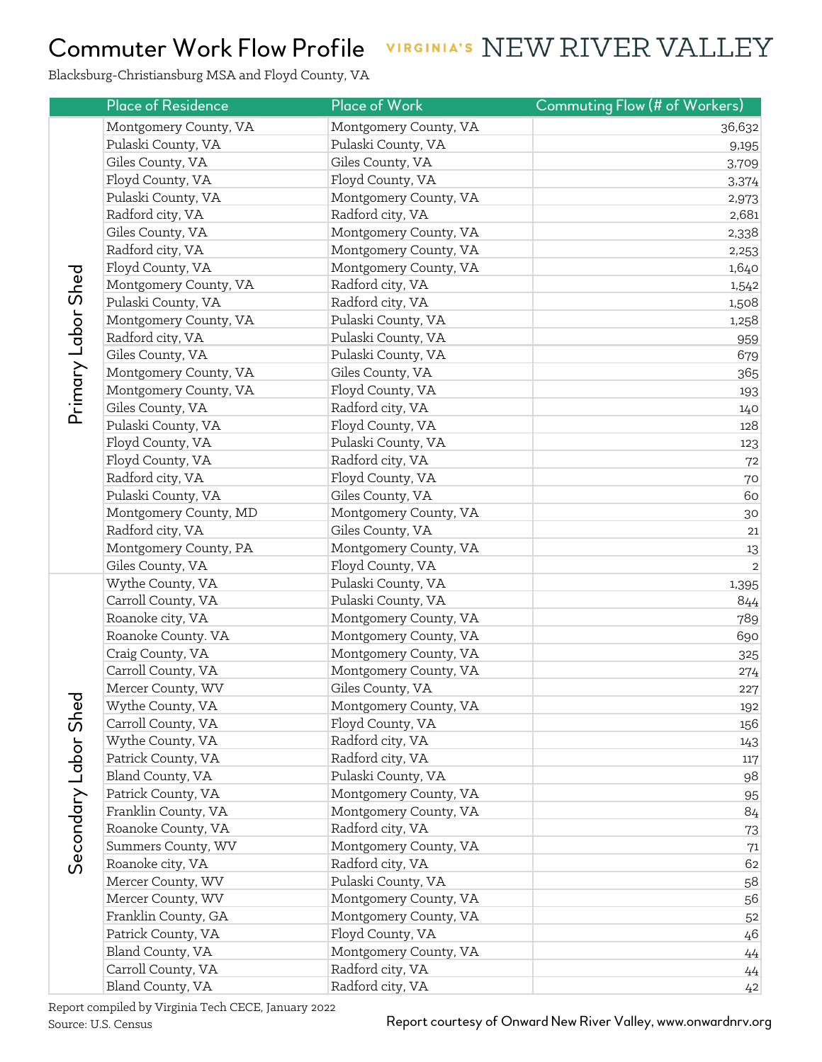# Commuter Work Flow Profile

VIRGINIA'S NEW RIVER VALLEY

Blacksburg-Christiansburg MSA and Floyd County, VA

| | Place of Residence | Place of Work | Commuting Flow (# of Workers) |
|---|---|---|---|
| Primary Labor Shed | Montgomery County, VA | Montgomery County, VA | 36,632 |
| | Pulaski County, VA | Pulaski County, VA | 9,195 |
| | Giles County, VA | Giles County, VA | 3,709 |
| | Floyd County, VA | Floyd County, VA | 3,374 |
| | Pulaski County, VA | Montgomery County, VA | 2,973 |
| | Radford city, VA | Radford city, VA | 2,681 |
| | Giles County, VA | Montgomery County, VA | 2,338 |
| | Radford city, VA | Montgomery County, VA | 2,253 |
| | Floyd County, VA | Montgomery County, VA | 1,640 |
| | Montgomery County, VA | Radford city, VA | 1,542 |
| | Pulaski County, VA | Radford city, VA | 1,508 |
| | Montgomery County, VA | Pulaski County, VA | 1,258 |
| | Radford city, VA | Pulaski County, VA | 959 |
| | Giles County, VA | Pulaski County, VA | 679 |
| | Montgomery County, VA | Giles County, VA | 365 |
| | Montgomery County, VA | Floyd County, VA | 193 |
| | Giles County, VA | Radford city, VA | 140 |
| | Pulaski County, VA | Floyd County, VA | 128 |
| | Floyd County, VA | Pulaski County, VA | 123 |
| | Floyd County, VA | Radford city, VA | 72 |
| | Radford city, VA | Floyd County, VA | 70 |
| | Pulaski County, VA | Giles County, VA | 60 |
| | Montgomery County, MD | Montgomery County, VA | 30 |
| | Radford city, VA | Giles County, VA | 21 |
| | Montgomery County, PA | Montgomery County, VA | 13 |
| | Giles County, VA | Floyd County, VA | 2 |
| Secondary Labor Shed | Wythe County, VA | Pulaski County, VA | 1,395 |
| | Carroll County, VA | Pulaski County, VA | 844 |
| | Roanoke city, VA | Montgomery County, VA | 789 |
| | Roanoke County. VA | Montgomery County, VA | 690 |
| | Craig County, VA | Montgomery County, VA | 325 |
| | Carroll County, VA | Montgomery County, VA | 274 |
| | Mercer County, WV | Giles County, VA | 227 |
| | Wythe County, VA | Montgomery County, VA | 192 |
| | Carroll County, VA | Floyd County, VA | 156 |
| | Wythe County, VA | Radford city, VA | 143 |
| | Patrick County, VA | Radford city, VA | 117 |
| | Bland County, VA | Pulaski County, VA | 98 |
| | Patrick County, VA | Montgomery County, VA | 95 |
| | Franklin County, VA | Montgomery County, VA | 84 |
| | Roanoke County, VA | Radford city, VA | 73 |
| | Summers County, WV | Montgomery County, VA | 71 |
| | Roanoke city, VA | Radford city, VA | 62 |
| | Mercer County, WV | Pulaski County, VA | 58 |
| | Mercer County, WV | Montgomery County, VA | 56 |
| | Franklin County, GA | Montgomery County, VA | 52 |
| | Patrick County, VA | Floyd County, VA | 46 |
| | Bland County, VA | Montgomery County, VA | 44 |
| | Carroll County, VA | Radford city, VA | 44 |
| | Bland County, VA | Radford city, VA | 42 |

Report compiled by Virginia Tech CECE, January 2022

Source: U.S. Census

Report courtesy of Onward New River Valley, www.onwardnrv.org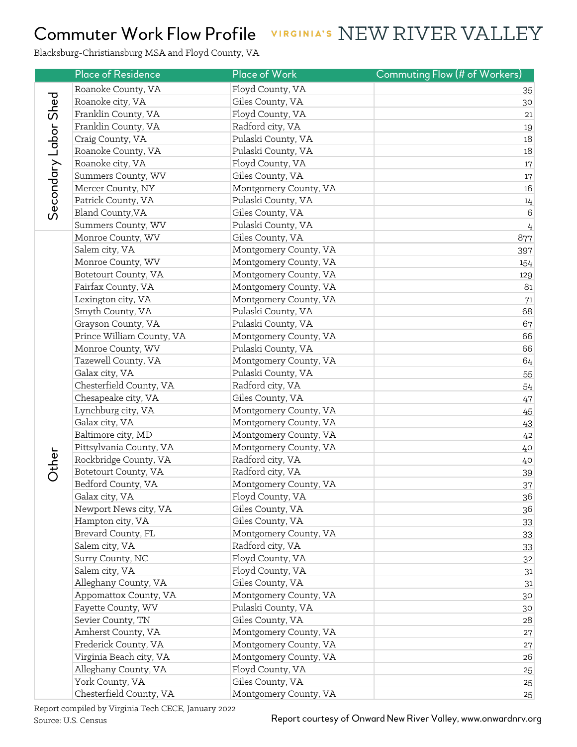# Commuter Work Flow Profile

VIRGINIA'S NEW RIVER VALLEY

Blacksburg-Christiansburg MSA and Floyd County, VA

| | Place of Residence | Place of Work | Commuting Flow (# of Workers) |
|---|---|---|---|
| Secondary Labor Shed | Roanoke County, VA | Floyd County, VA | 35 |
| | Roanoke city, VA | Giles County, VA | 30 |
| | Franklin County, VA | Floyd County, VA | 21 |
| | Franklin County, VA | Radford city, VA | 19 |
| | Craig County, VA | Pulaski County, VA | 18 |
| | Roanoke County, VA | Pulaski County, VA | 18 |
| | Roanoke city, VA | Floyd County, VA | 17 |
| | Summers County, WV | Giles County, VA | 17 |
| | Mercer County, NY | Montgomery County, VA | 16 |
| | Patrick County, VA | Pulaski County, VA | 14 |
| | Bland County,VA | Giles County, VA | 6 |
| | Summers County, WV | Pulaski County, VA | 4 |
| Other | Monroe County, WV | Giles County, VA | 877 |
| | Salem city, VA | Montgomery County, VA | 397 |
| | Monroe County, WV | Montgomery County, VA | 154 |
| | Botetourt County, VA | Montgomery County, VA | 129 |
| | Fairfax County, VA | Montgomery County, VA | 81 |
| | Lexington city, VA | Montgomery County, VA | 71 |
| | Smyth County, VA | Pulaski County, VA | 68 |
| | Grayson County, VA | Pulaski County, VA | 67 |
| | Prince William County, VA | Montgomery County, VA | 66 |
| | Monroe County, WV | Pulaski County, VA | 66 |
| | Tazewell County, VA | Montgomery County, VA | 64 |
| | Galax city, VA | Pulaski County, VA | 55 |
| | Chesterfield County, VA | Radford city, VA | 54 |
| | Chesapeake city, VA | Giles County, VA | 47 |
| | Lynchburg city, VA | Montgomery County, VA | 45 |
| | Galax city, VA | Montgomery County, VA | 43 |
| | Baltimore city, MD | Montgomery County, VA | 42 |
| | Pittsylvania County, VA | Montgomery County, VA | 40 |
| | Rockbridge County, VA | Radford city, VA | 40 |
| | Botetourt County, VA | Radford city, VA | 39 |
| | Bedford County, VA | Montgomery County, VA | 37 |
| | Galax city, VA | Floyd County, VA | 36 |
| | Newport News city, VA | Giles County, VA | 36 |
| | Hampton city, VA | Giles County, VA | 33 |
| | Brevard County, FL | Montgomery County, VA | 33 |
| | Salem city, VA | Radford city, VA | 33 |
| | Surry County, NC | Floyd County, VA | 32 |
| | Salem city, VA | Floyd County, VA | 31 |
| | Alleghany County, VA | Giles County, VA | 31 |
| | Appomattox County, VA | Montgomery County, VA | 30 |
| | Fayette County, WV | Pulaski County, VA | 30 |
| | Sevier County, TN | Giles County, VA | 28 |
| | Amherst County, VA | Montgomery County, VA | 27 |
| | Frederick County, VA | Montgomery County, VA | 27 |
| | Virginia Beach city, VA | Montgomery County, VA | 26 |
| | Alleghany County, VA | Floyd County, VA | 25 |
| | York County, VA | Giles County, VA | 25 |
| | Chesterfield County, VA | Montgomery County, VA | 25 |

Report compiled by Virginia Tech CECE, January 2022
Source: U.S. Census

Report courtesy of Onward New River Valley, www.onwardnrv.org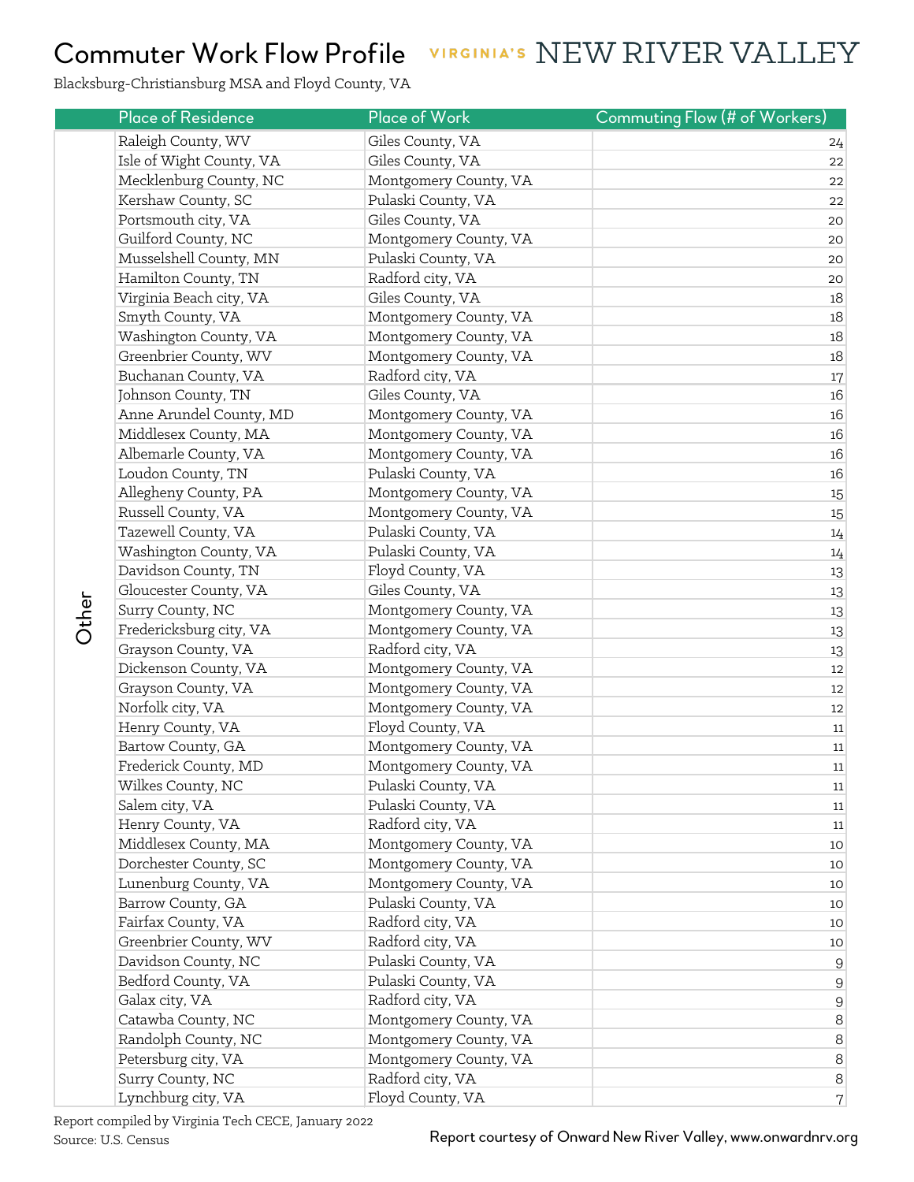# Commuter Work Flow Profile

VIRGINIA'S NEW RIVER VALLEY

Blacksburg-Christiansburg MSA and Floyd County, VA

| | Place of Residence | Place of Work | Commuting Flow (# of Workers) |
|---|---|---|---|
| Other | Raleigh County, WV | Giles County, VA | 24 |
| | Isle of Wight County, VA | Giles County, VA | 22 |
| | Mecklenburg County, NC | Montgomery County, VA | 22 |
| | Kershaw County, SC | Pulaski County, VA | 22 |
| | Portsmouth city, VA | Giles County, VA | 20 |
| | Guilford County, NC | Montgomery County, VA | 20 |
| | Musselshell County, MN | Pulaski County, VA | 20 |
| | Hamilton County, TN | Radford city, VA | 20 |
| | Virginia Beach city, VA | Giles County, VA | 18 |
| | Smyth County, VA | Montgomery County, VA | 18 |
| | Washington County, VA | Montgomery County, VA | 18 |
| | Greenbrier County, WV | Montgomery County, VA | 18 |
| | Buchanan County, VA | Radford city, VA | 17 |
| | Johnson County, TN | Giles County, VA | 16 |
| | Anne Arundel County, MD | Montgomery County, VA | 16 |
| | Middlesex County, MA | Montgomery County, VA | 16 |
| | Albemarle County, VA | Montgomery County, VA | 16 |
| | Loudon County, TN | Pulaski County, VA | 16 |
| | Allegheny County, PA | Montgomery County, VA | 15 |
| | Russell County, VA | Montgomery County, VA | 15 |
| | Tazewell County, VA | Pulaski County, VA | 14 |
| | Washington County, VA | Pulaski County, VA | 14 |
| | Davidson County, TN | Floyd County, VA | 13 |
| | Gloucester County, VA | Giles County, VA | 13 |
| | Surry County, NC | Montgomery County, VA | 13 |
| | Fredericksburg city, VA | Montgomery County, VA | 13 |
| | Grayson County, VA | Radford city, VA | 13 |
| | Dickenson County, VA | Montgomery County, VA | 12 |
| | Grayson County, VA | Montgomery County, VA | 12 |
| | Norfolk city, VA | Montgomery County, VA | 12 |
| | Henry County, VA | Floyd County, VA | 11 |
| | Bartow County, GA | Montgomery County, VA | 11 |
| | Frederick County, MD | Montgomery County, VA | 11 |
| | Wilkes County, NC | Pulaski County, VA | 11 |
| | Salem city, VA | Pulaski County, VA | 11 |
| | Henry County, VA | Radford city, VA | 11 |
| | Middlesex County, MA | Montgomery County, VA | 10 |
| | Dorchester County, SC | Montgomery County, VA | 10 |
| | Lunenburg County, VA | Montgomery County, VA | 10 |
| | Barrow County, GA | Pulaski County, VA | 10 |
| | Fairfax County, VA | Radford city, VA | 10 |
| | Greenbrier County, WV | Radford city, VA | 10 |
| | Davidson County, NC | Pulaski County, VA | 9 |
| | Bedford County, VA | Pulaski County, VA | 9 |
| | Galax city, VA | Radford city, VA | 9 |
| | Catawba County, NC | Montgomery County, VA | 8 |
| | Randolph County, NC | Montgomery County, VA | 8 |
| | Petersburg city, VA | Montgomery County, VA | 8 |
| | Surry County, NC | Radford city, VA | 8 |
| | Lynchburg city, VA | Floyd County, VA | 7 |

Report compiled by Virginia Tech CECE, January 2022
Source: U.S. Census

Report courtesy of Onward New River Valley, www.onwardnrv.org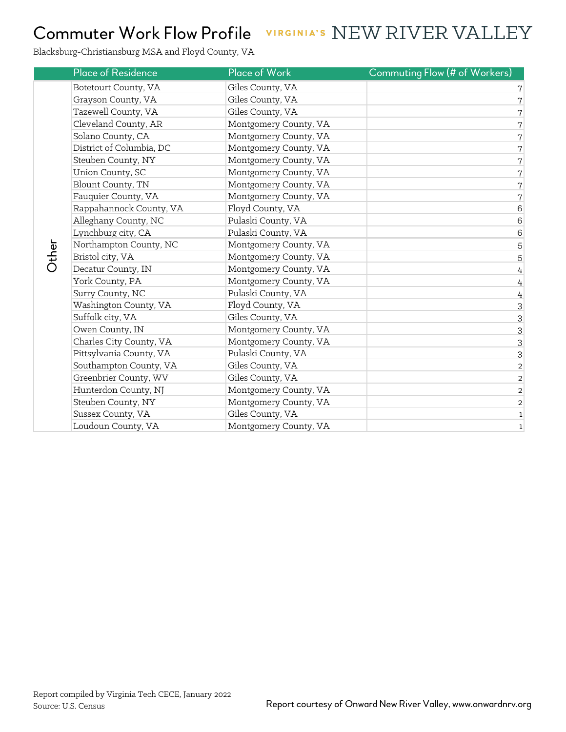# Commuter Work Flow Profile

VIRGINIA'S NEW RIVER VALLEY

Blacksburg-Christiansburg MSA and Floyd County, VA

| | Place of Residence | Place of Work | Commuting Flow (# of Workers) |
|---|---|---|---|
| Other | Botetourt County, VA | Giles County, VA | 7 |
| | Grayson County, VA | Giles County, VA | 7 |
| | Tazewell County, VA | Giles County, VA | 7 |
| | Cleveland County, AR | Montgomery County, VA | 7 |
| | Solano County, CA | Montgomery County, VA | 7 |
| | District of Columbia, DC | Montgomery County, VA | 7 |
| | Steuben County, NY | Montgomery County, VA | 7 |
| | Union County, SC | Montgomery County, VA | 7 |
| | Blount County, TN | Montgomery County, VA | 7 |
| | Fauquier County, VA | Montgomery County, VA | 7 |
| | Rappahannock County, VA | Floyd County, VA | 6 |
| | Alleghany County, NC | Pulaski County, VA | 6 |
| | Lynchburg city, CA | Pulaski County, VA | 6 |
| | Northampton County, NC | Montgomery County, VA | 5 |
| | Bristol city, VA | Montgomery County, VA | 5 |
| | Decatur County, IN | Montgomery County, VA | 4 |
| | York County, PA | Montgomery County, VA | 4 |
| | Surry County, NC | Pulaski County, VA | 4 |
| | Washington County, VA | Floyd County, VA | 3 |
| | Suffolk city, VA | Giles County, VA | 3 |
| | Owen County, IN | Montgomery County, VA | 3 |
| | Charles City County, VA | Montgomery County, VA | 3 |
| | Pittsylvania County, VA | Pulaski County, VA | 3 |
| | Southampton County, VA | Giles County, VA | 2 |
| | Greenbrier County, WV | Giles County, VA | 2 |
| | Hunterdon County, NJ | Montgomery County, VA | 2 |
| | Steuben County, NY | Montgomery County, VA | 2 |
| | Sussex County, VA | Giles County, VA | 1 |
| | Loudoun County, VA | Montgomery County, VA | 1 |

Report compiled by Virginia Tech CECE, January 2022
Source: U.S. Census

Report courtesy of Onward New River Valley, www.onwardnrv.org